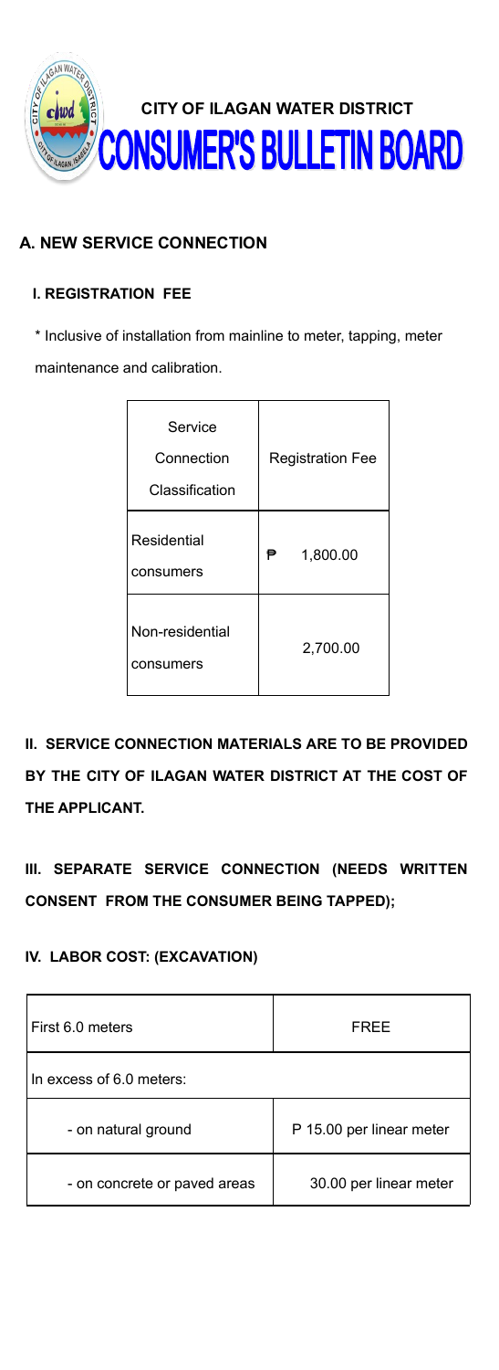# CITY OF ILAGAN WATER DISTRICT

# CONSUMER'S BULLETIN BOARD

## A. NEW SERVICE CONNECTION

### I. REGISTRATION FEE

* Inclusive of installation from mainline to meter, tapping, meter maintenance and calibration.

| Service Connection Classification | Registration Fee |
|---|---|
| Residential consumers | ₱ 1,800.00 |
| Non-residential consumers | 2,700.00 |

**II. SERVICE CONNECTION MATERIALS ARE TO BE PROVIDED BY THE CITY OF ILAGAN WATER DISTRICT AT THE COST OF THE APPLICANT.**

**III. SEPARATE SERVICE CONNECTION (NEEDS WRITTEN CONSENT FROM THE CONSUMER BEING TAPPED);**

**IV. LABOR COST: (EXCAVATION)**

| First 6.0 meters | FREE |
|---|---|
| In excess of 6.0 meters: | |
| - on natural ground | P 15.00 per linear meter |
| - on concrete or paved areas | 30.00 per linear meter |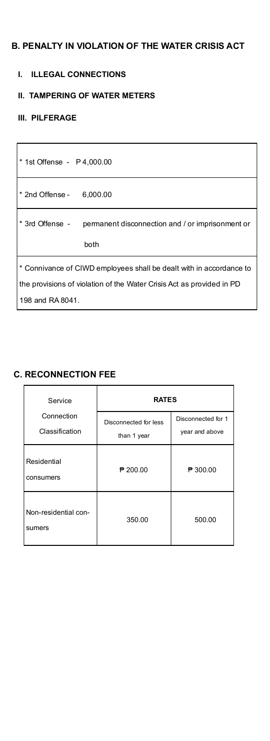## B. PENALTY IN VIOLATION OF THE WATER CRISIS ACT

**I. ILLEGAL CONNECTIONS**

**II. TAMPERING OF WATER METERS**

**III. PILFERAGE**

| |
|---|
| * 1st Offense - P 4,000.00 |
| * 2nd Offense - 6,000.00 |
| * 3rd Offense - permanent disconnection and / or imprisonment or both |
| * Connivance of CIWD employees shall be dealt with in accordance to the provisions of violation of the Water Crisis Act as provided in PD 198 and RA 8041. |

## C. RECONNECTION FEE

| Service Connection Classification | RATES | |
|---|---|---|
| | Disconnected for less than 1 year | Disconnected for 1 year and above |
| Residential consumers | ₱ 200.00 | ₱ 300.00 |
| Non-residential consumers | 350.00 | 500.00 |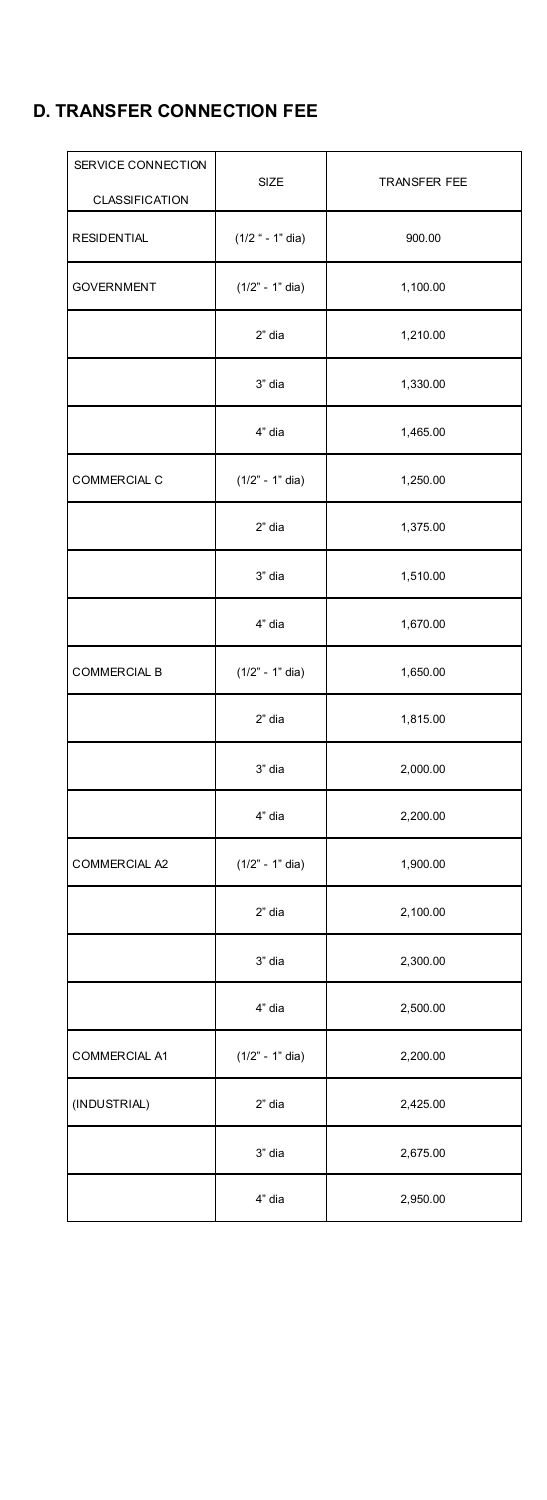## D. TRANSFER CONNECTION FEE

| SERVICE CONNECTION CLASSIFICATION | SIZE | TRANSFER FEE |
| --- | --- | --- |
| RESIDENTIAL | (1/2 " - 1" dia) | 900.00 |
| GOVERNMENT | (1/2" - 1" dia) | 1,100.00 |
| | 2" dia | 1,210.00 |
| | 3" dia | 1,330.00 |
| | 4" dia | 1,465.00 |
| COMMERCIAL C | (1/2" - 1" dia) | 1,250.00 |
| | 2" dia | 1,375.00 |
| | 3" dia | 1,510.00 |
| | 4" dia | 1,670.00 |
| COMMERCIAL B | (1/2" - 1" dia) | 1,650.00 |
| | 2" dia | 1,815.00 |
| | 3" dia | 2,000.00 |
| | 4" dia | 2,200.00 |
| COMMERCIAL A2 | (1/2" - 1" dia) | 1,900.00 |
| | 2" dia | 2,100.00 |
| | 3" dia | 2,300.00 |
| | 4" dia | 2,500.00 |
| COMMERCIAL A1 | (1/2" - 1" dia) | 2,200.00 |
| (INDUSTRIAL) | 2" dia | 2,425.00 |
| | 3" dia | 2,675.00 |
| | 4" dia | 2,950.00 |